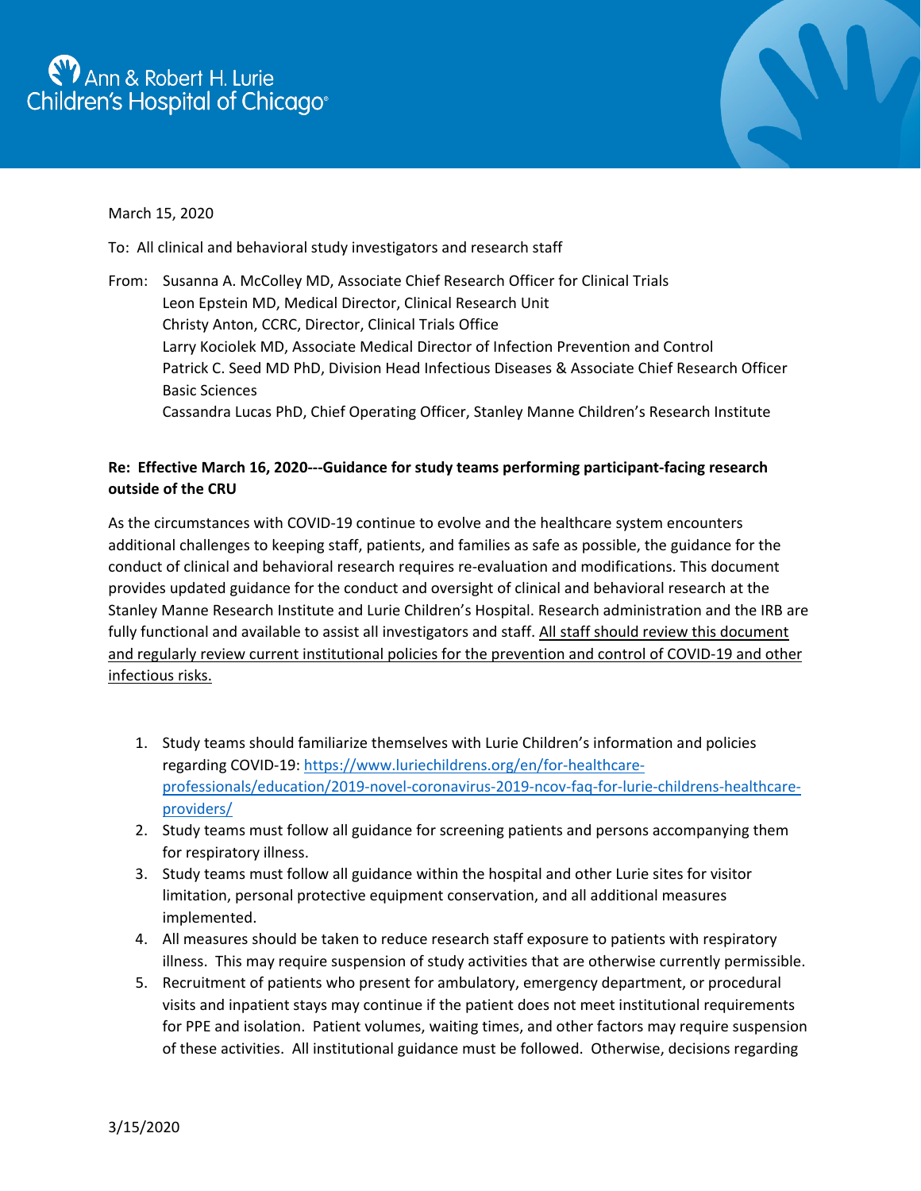Ann & Robert H. Lurie Children's Hospital of Chicago

March 15, 2020

To: All clinical and behavioral study investigators and research staff

From: Susanna A. McColley MD, Associate Chief Research Officer for Clinical Trials
Leon Epstein MD, Medical Director, Clinical Research Unit
Christy Anton, CCRC, Director, Clinical Trials Office
Larry Kociolek MD, Associate Medical Director of Infection Prevention and Control
Patrick C. Seed MD PhD, Division Head Infectious Diseases & Associate Chief Research Officer Basic Sciences
Cassandra Lucas PhD, Chief Operating Officer, Stanley Manne Children's Research Institute

**Re: Effective March 16, 2020---Guidance for study teams performing participant-facing research outside of the CRU**

As the circumstances with COVID-19 continue to evolve and the healthcare system encounters additional challenges to keeping staff, patients, and families as safe as possible, the guidance for the conduct of clinical and behavioral research requires re-evaluation and modifications. This document provides updated guidance for the conduct and oversight of clinical and behavioral research at the Stanley Manne Research Institute and Lurie Children's Hospital. Research administration and the IRB are fully functional and available to assist all investigators and staff. All staff should review this document and regularly review current institutional policies for the prevention and control of COVID-19 and other infectious risks.

1. Study teams should familiarize themselves with Lurie Children's information and policies regarding COVID-19: https://www.luriechildrens.org/en/for-healthcare-professionals/education/2019-novel-coronavirus-2019-ncov-faq-for-lurie-childrens-healthcare-providers/
2. Study teams must follow all guidance for screening patients and persons accompanying them for respiratory illness.
3. Study teams must follow all guidance within the hospital and other Lurie sites for visitor limitation, personal protective equipment conservation, and all additional measures implemented.
4. All measures should be taken to reduce research staff exposure to patients with respiratory illness. This may require suspension of study activities that are otherwise currently permissible.
5. Recruitment of patients who present for ambulatory, emergency department, or procedural visits and inpatient stays may continue if the patient does not meet institutional requirements for PPE and isolation. Patient volumes, waiting times, and other factors may require suspension of these activities. All institutional guidance must be followed. Otherwise, decisions regarding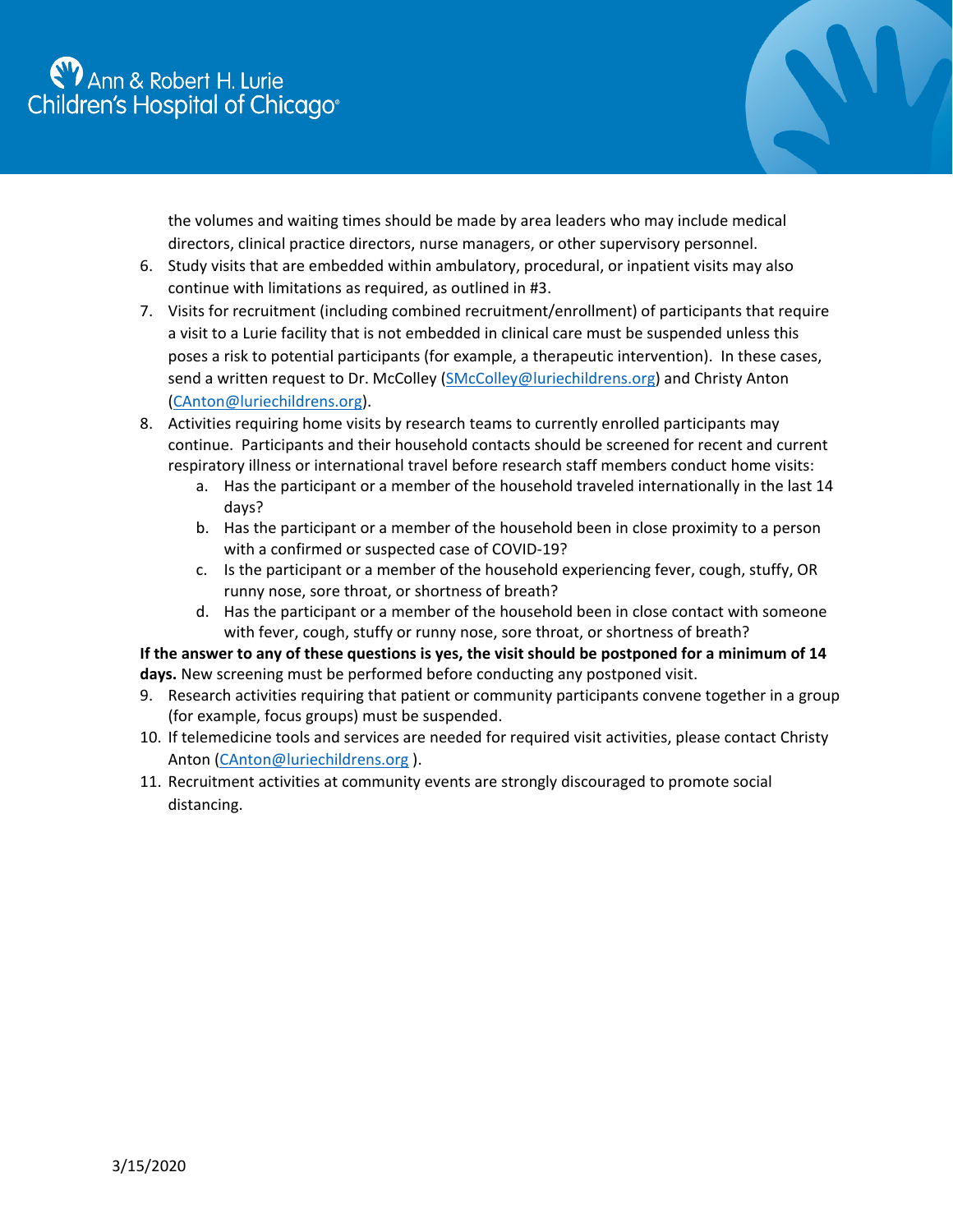the volumes and waiting times should be made by area leaders who may include medical directors, clinical practice directors, nurse managers, or other supervisory personnel.

6. Study visits that are embedded within ambulatory, procedural, or inpatient visits may also continue with limitations as required, as outlined in #3.
7. Visits for recruitment (including combined recruitment/enrollment) of participants that require a visit to a Lurie facility that is not embedded in clinical care must be suspended unless this poses a risk to potential participants (for example, a therapeutic intervention). In these cases, send a written request to Dr. McColley (SMcColley@luriechildrens.org) and Christy Anton (CAnton@luriechildrens.org).
8. Activities requiring home visits by research teams to currently enrolled participants may continue. Participants and their household contacts should be screened for recent and current respiratory illness or international travel before research staff members conduct home visits:
   a. Has the participant or a member of the household traveled internationally in the last 14 days?
   b. Has the participant or a member of the household been in close proximity to a person with a confirmed or suspected case of COVID-19?
   c. Is the participant or a member of the household experiencing fever, cough, stuffy, OR runny nose, sore throat, or shortness of breath?
   d. Has the participant or a member of the household been in close contact with someone with fever, cough, stuffy or runny nose, sore throat, or shortness of breath?

**If the answer to any of these questions is yes, the visit should be postponed for a minimum of 14 days.** New screening must be performed before conducting any postponed visit.

9. Research activities requiring that patient or community participants convene together in a group (for example, focus groups) must be suspended.
10. If telemedicine tools and services are needed for required visit activities, please contact Christy Anton (CAnton@luriechildrens.org ).
11. Recruitment activities at community events are strongly discouraged to promote social distancing.

3/15/2020